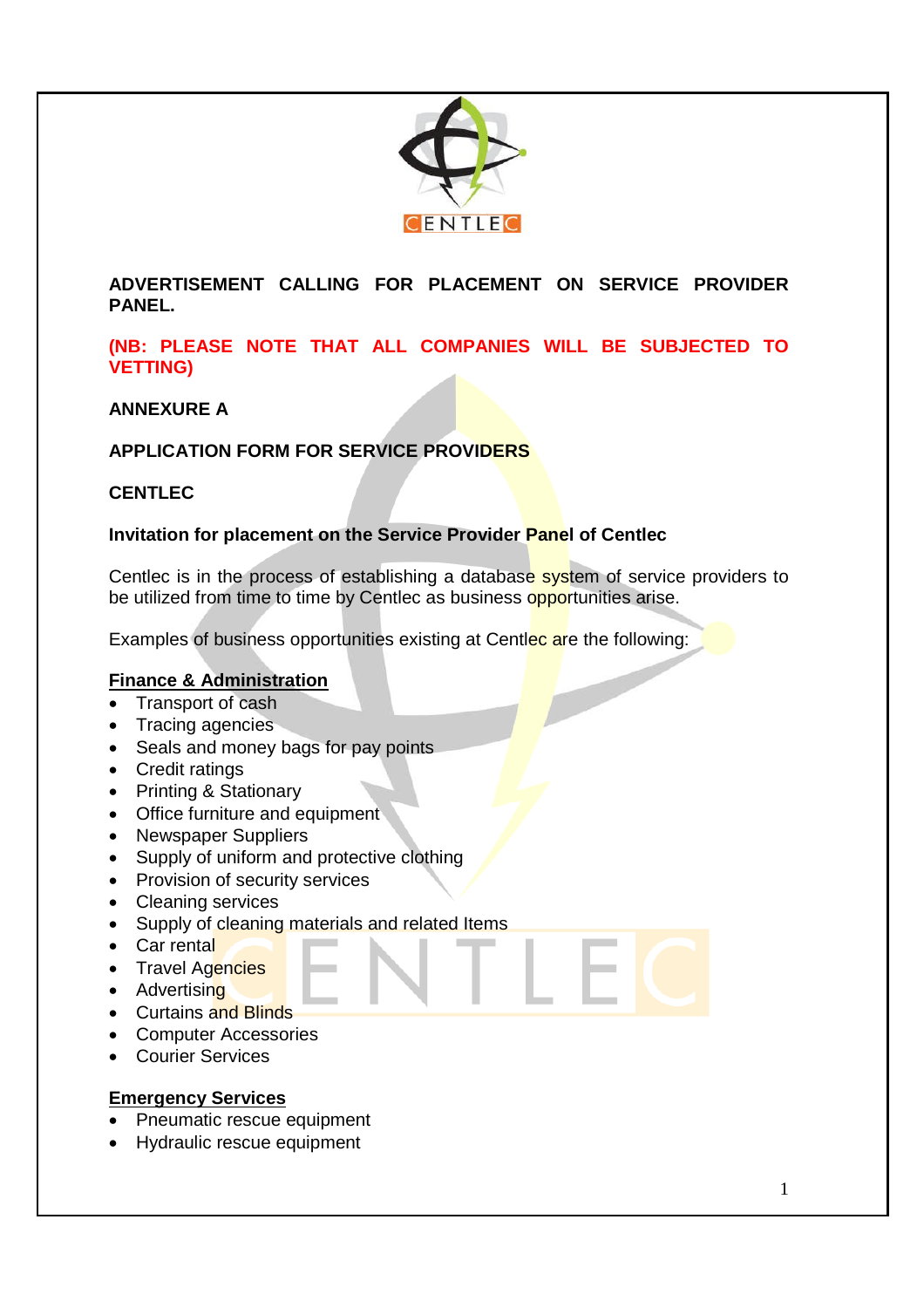**ADVERTISEMENT CALLING FOR PLACEMENT ON SERVICE PROVIDER PANEL.**

**(NB: PLEASE NOTE THAT ALL COMPANIES WILL BE SUBJECTED TO VETTING)**

**ANNEXURE A**

**APPLICATION FORM FOR SERVICE PROVIDERS**

**CENTLEC**

**Invitation for placement on the Service Provider Panel of Centlec**

Centlec is in the process of establishing a database system of service providers to be utilized from time to time by Centlec as business opportunities arise.

Examples of business opportunities existing at Centlec are the following:

**Finance & Administration**

- Transport of cash
- Tracing agencies
- Seals and money bags for pay points
- Credit ratings
- Printing & Stationary
- Office furniture and equipment
- Newspaper Suppliers
- Supply of uniform and protective clothing
- Provision of security services
- Cleaning services
- Supply of cleaning materials and related Items
- Car rental
- Travel Agencies
- Advertising
- Curtains and Blinds
- Computer Accessories
- Courier Services

**Emergency Services**

- Pneumatic rescue equipment
- Hydraulic rescue equipment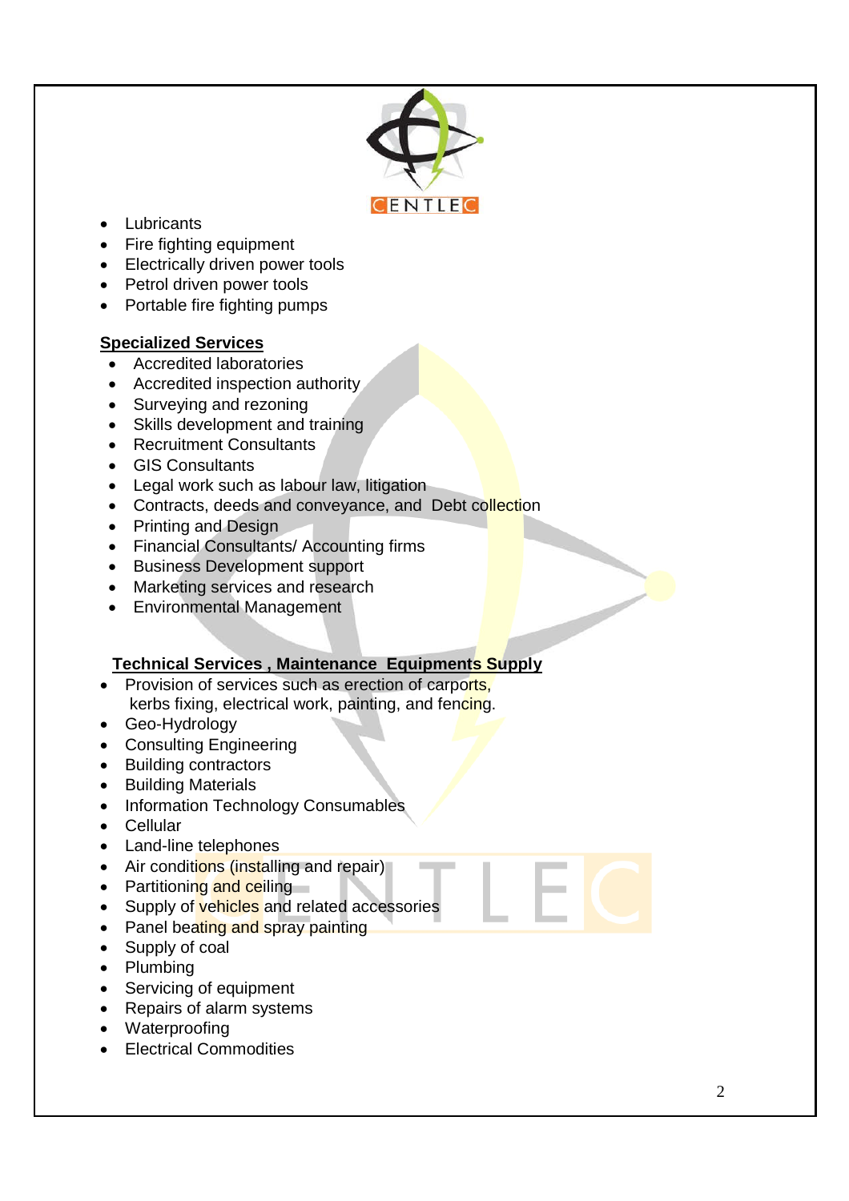- Lubricants
- Fire fighting equipment
- Electrically driven power tools
- Petrol driven power tools
- Portable fire fighting pumps

**Specialized Services**

- Accredited laboratories
- Accredited inspection authority
- Surveying and rezoning
- Skills development and training
- Recruitment Consultants
- GIS Consultants
- Legal work such as labour law, litigation
- Contracts, deeds and conveyance, and Debt collection
- Printing and Design
- Financial Consultants/ Accounting firms
- Business Development support
- Marketing services and research
- Environmental Management

**Technical Services , Maintenance Equipments Supply**

- Provision of services such as erection of carports, kerbs fixing, electrical work, painting, and fencing.
- Geo-Hydrology
- Consulting Engineering
- Building contractors
- Building Materials
- Information Technology Consumables
- Cellular
- Land-line telephones
- Air conditions (installing and repair)
- Partitioning and ceiling
- Supply of vehicles and related accessories
- Panel beating and spray painting
- Supply of coal
- Plumbing
- Servicing of equipment
- Repairs of alarm systems
- Waterproofing
- Electrical Commodities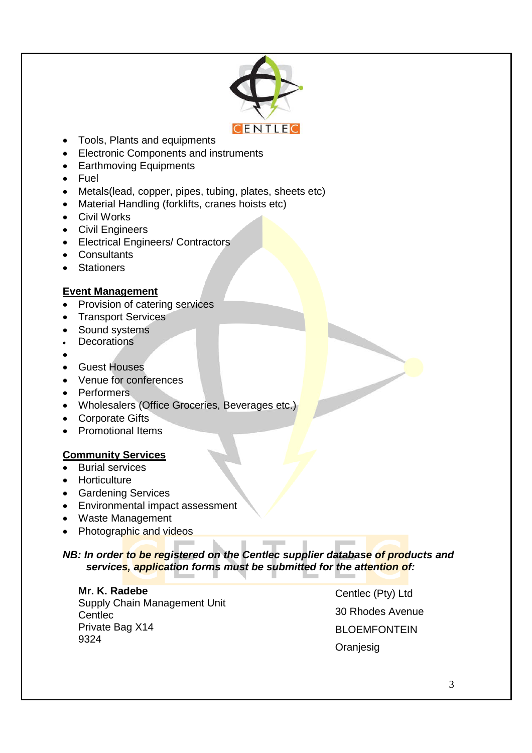- Tools, Plants and equipments
- Electronic Components and instruments
- Earthmoving Equipments
- Fuel
- Metals(lead, copper, pipes, tubing, plates, sheets etc)
- Material Handling (forklifts, cranes hoists etc)
- Civil Works
- Civil Engineers
- Electrical Engineers/ Contractors
- Consultants
- Stationers

**Event Management**

- Provision of catering services
- Transport Services
- Sound systems
- Decorations
- 
- Guest Houses
- Venue for conferences
- Performers
- Wholesalers (Office Groceries, Beverages etc.)
- Corporate Gifts
- Promotional Items

**Community Services**

- Burial services
- Horticulture
- Gardening Services
- Environmental impact assessment
- Waste Management
- Photographic and videos

***NB: In order to be registered on the Centlec supplier database of products and services, application forms must be submitted for the attention of:***

**Mr. K. Radebe**
Supply Chain Management Unit
Centlec
Private Bag X14
9324

Centlec (Pty) Ltd
30 Rhodes Avenue
BLOEMFONTEIN
Oranjesig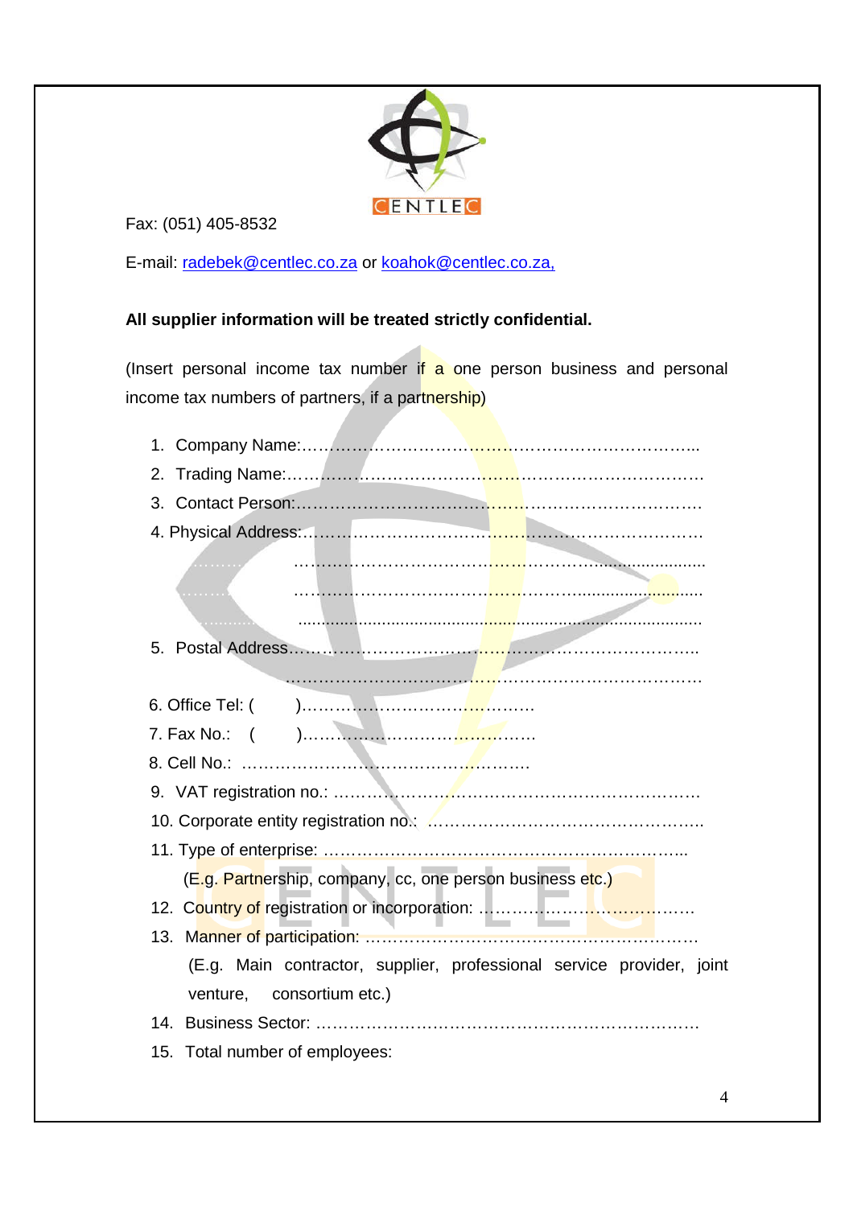CENTLEC

Fax: (051) 405-8532

E-mail: radebek@centlec.co.za or koahok@centlec.co.za,

**All supplier information will be treated strictly confidential.**

(Insert personal income tax number if a one person business and personal income tax numbers of partners, if a partnership)

1. Company Name:…………………………………………………………………..
2. Trading Name:……………………………………………………………………
3. Contact Person:…………………………………………………………………
4. Physical Address:………………………………………………………………
   ……………………………………………………………………………
   ……………………………………………………………………………
   ……………………………………………………………………………
5. Postal Address…………………………………………………………………..
   ……………………………………………………………………………
6. Office Tel: ( )……………………………………
7. Fax No.: ( )……………………………………
8. Cell No.: ……………………………………………….
9. VAT registration no.: ……………………………………………………………
10. Corporate entity registration no.: …………………………………………….
11. Type of enterprise: ……………………………………………………………..
    (E.g. Partnership, company, cc, one person business etc.)
12. Country of registration or incorporation: …………………………………
13. Manner of participation: ………………………………………………………
    (E.g. Main contractor, supplier, professional service provider, joint venture, consortium etc.)
14. Business Sector: ………………………………………………………………
15. Total number of employees: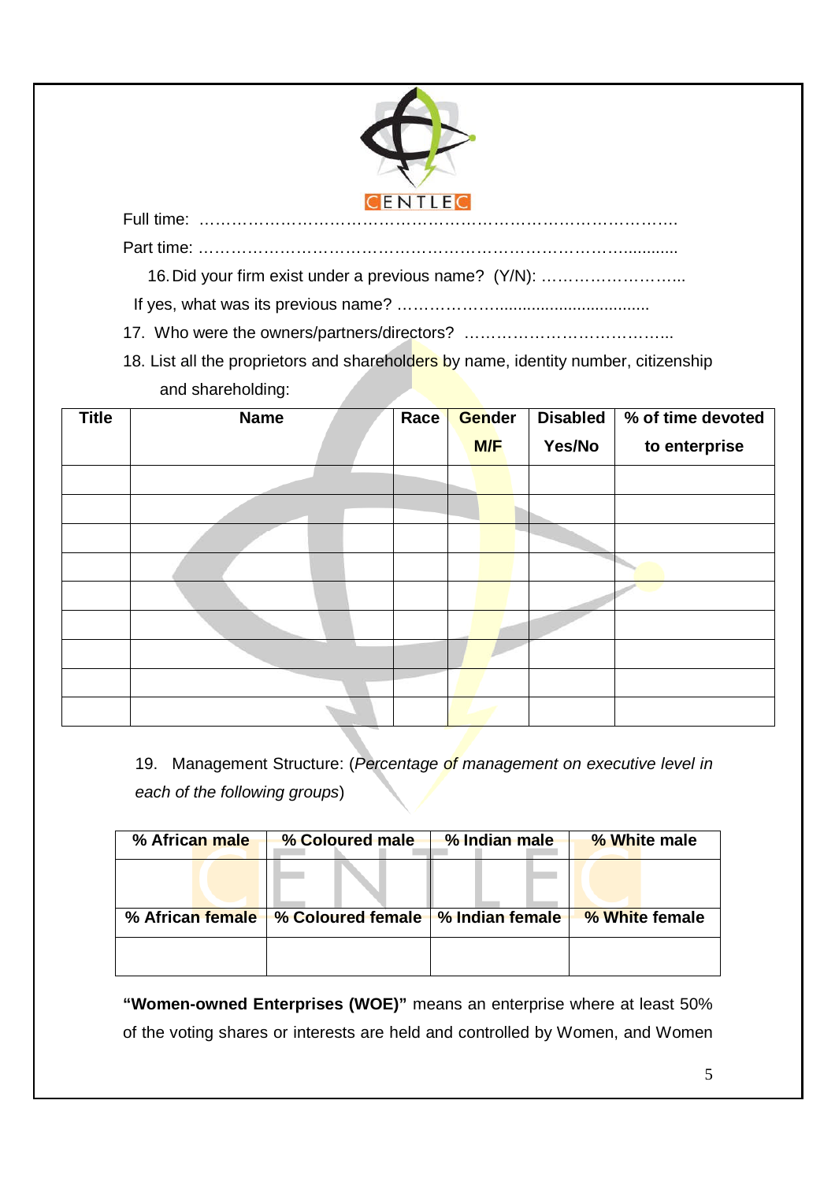Full time: ……………………………………………………………………………….

Part time: ……………………………………………………………………………..........

16. Did your firm exist under a previous name? (Y/N): ……………………..

If yes, what was its previous name? ………………..................................

17. Who were the owners/partners/directors? ………………………………..

18. List all the proprietors and shareholders by name, identity number, citizenship and shareholding:

| Title | Name | Race | Gender M/F | Disabled Yes/No | % of time devoted to enterprise |
|---|---|---|---|---|---|
| | | | | | |
| | | | | | |
| | | | | | |
| | | | | | |
| | | | | | |
| | | | | | |
| | | | | | |
| | | | | | |
| | | | | | |

19. Management Structure: (*Percentage of management on executive level in each of the following groups*)

| % African male | % Coloured male | % Indian male | % White male |
|---|---|---|---|
| | | | |
| **% African female** | **% Coloured female** | **% Indian female** | **% White female** |
| | | | |

**"Women-owned Enterprises (WOE)"** means an enterprise where at least 50% of the voting shares or interests are held and controlled by Women, and Women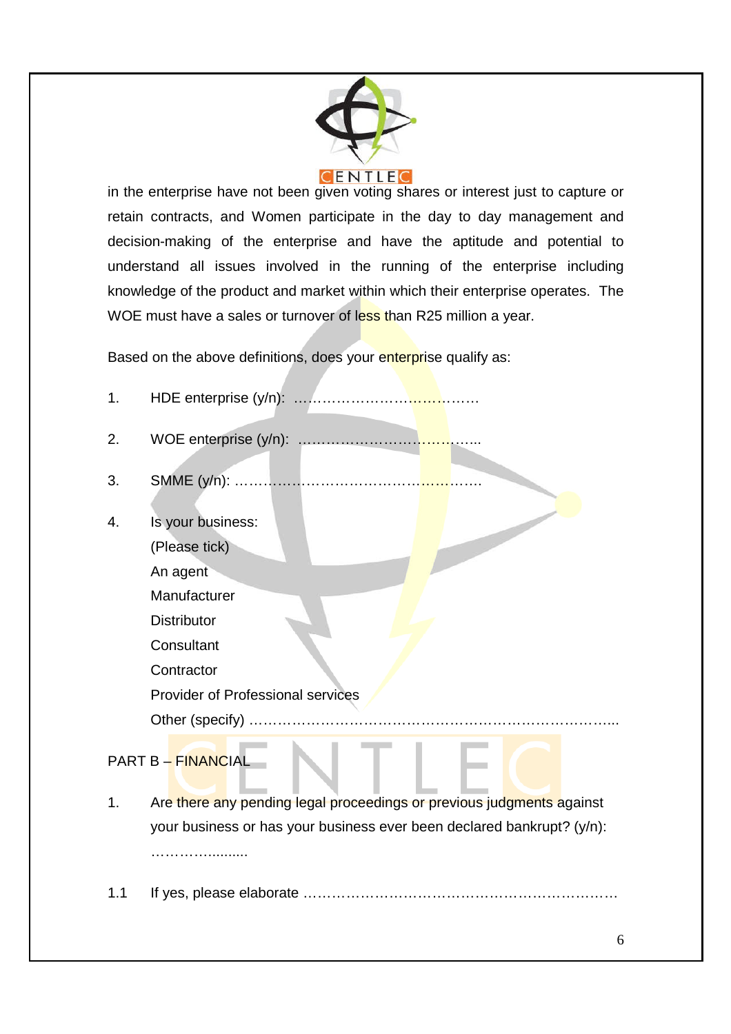in the enterprise have not been given voting shares or interest just to capture or retain contracts, and Women participate in the day to day management and decision-making of the enterprise and have the aptitude and potential to understand all issues involved in the running of the enterprise including knowledge of the product and market within which their enterprise operates. The WOE must have a sales or turnover of less than R25 million a year.

Based on the above definitions, does your enterprise qualify as:

1. HDE enterprise (y/n): …………………………………
2. WOE enterprise (y/n): …………………………………..
3. SMME (y/n): ……………………………………………….
4. Is your business:
   (Please tick)
   An agent
   Manufacturer
   Distributor
   Consultant
   Contractor
   Provider of Professional services
   Other (specify) ………………………………………………………………………..

PART B – FINANCIAL

1. Are there any pending legal proceedings or previous judgments against your business or has your business ever been declared bankrupt? (y/n): …………..........

1.1 If yes, please elaborate ……………………………………………………………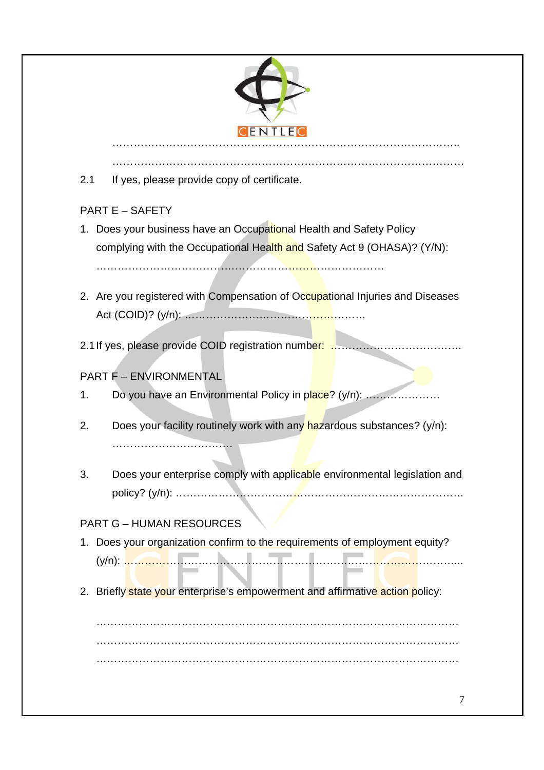…………………………………………………………………………………………..

…………………………………………………………………………………………

2.1 If yes, please provide copy of certificate.

PART E – SAFETY

1. Does your business have an Occupational Health and Safety Policy complying with the Occupational Health and Safety Act 9 (OHASA)? (Y/N):

   …………………………………………………………………………

2. Are you registered with Compensation of Occupational Injuries and Diseases Act (COID)? (y/n): ……………………………………………

2.1 If yes, please provide COID registration number: ……………………………….

PART F – ENVIRONMENTAL

1. Do you have an Environmental Policy in place? (y/n): …………………

2. Does your facility routinely work with any hazardous substances? (y/n): ……………………………

3. Does your enterprise comply with applicable environmental legislation and policy? (y/n): ……………………………………………………………………….

PART G – HUMAN RESOURCES

1. Does your organization confirm to the requirements of employment equity? (y/n): ………………………………………………………………………………...

2. Briefly state your enterprise's empowerment and affirmative action policy:

   …………………………………………………………………………………………

   …………………………………………………………………………………………

   …………………………………………………………………………………………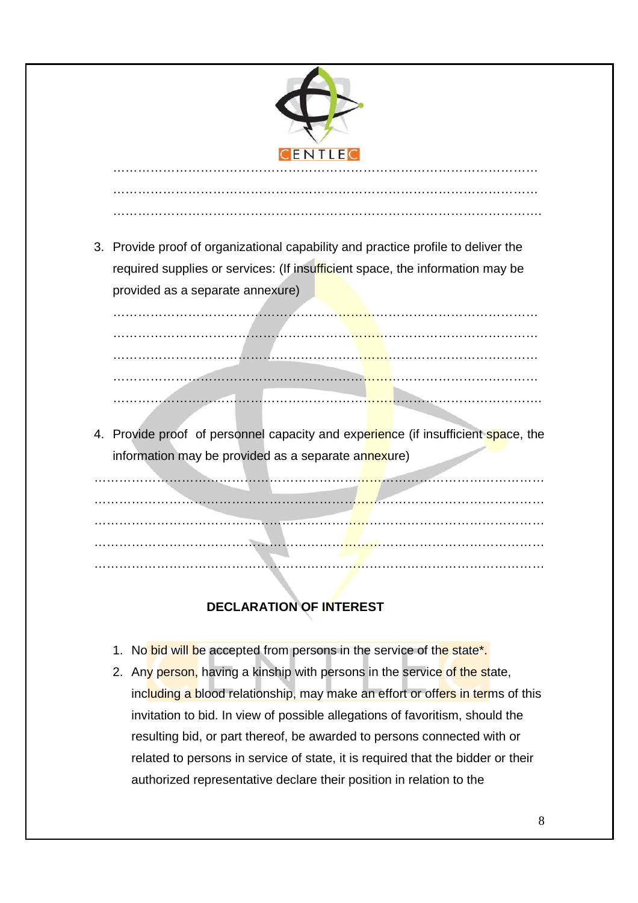……………………………………………………………………………………………
……………………………………………………………………………………………
……………………………………………………………………………………………

3. Provide proof of organizational capability and practice profile to deliver the required supplies or services: (If insufficient space, the information may be provided as a separate annexure)

……………………………………………………………………………………………
……………………………………………………………………………………………
……………………………………………………………………………………………
……………………………………………………………………………………………
……………………………………………………………………………………………

4. Provide proof of personnel capacity and experience (if insufficient space, the information may be provided as a separate annexure)

……………………………………………………………………………………………
……………………………………………………………………………………………
……………………………………………………………………………………………
……………………………………………………………………………………………
……………………………………………………………………………………………

**DECLARATION OF INTEREST**

1. No bid will be accepted from persons in the service of the state*.
2. Any person, having a kinship with persons in the service of the state, including a blood relationship, may make an effort or offers in terms of this invitation to bid. In view of possible allegations of favoritism, should the resulting bid, or part thereof, be awarded to persons connected with or related to persons in service of state, it is required that the bidder or their authorized representative declare their position in relation to the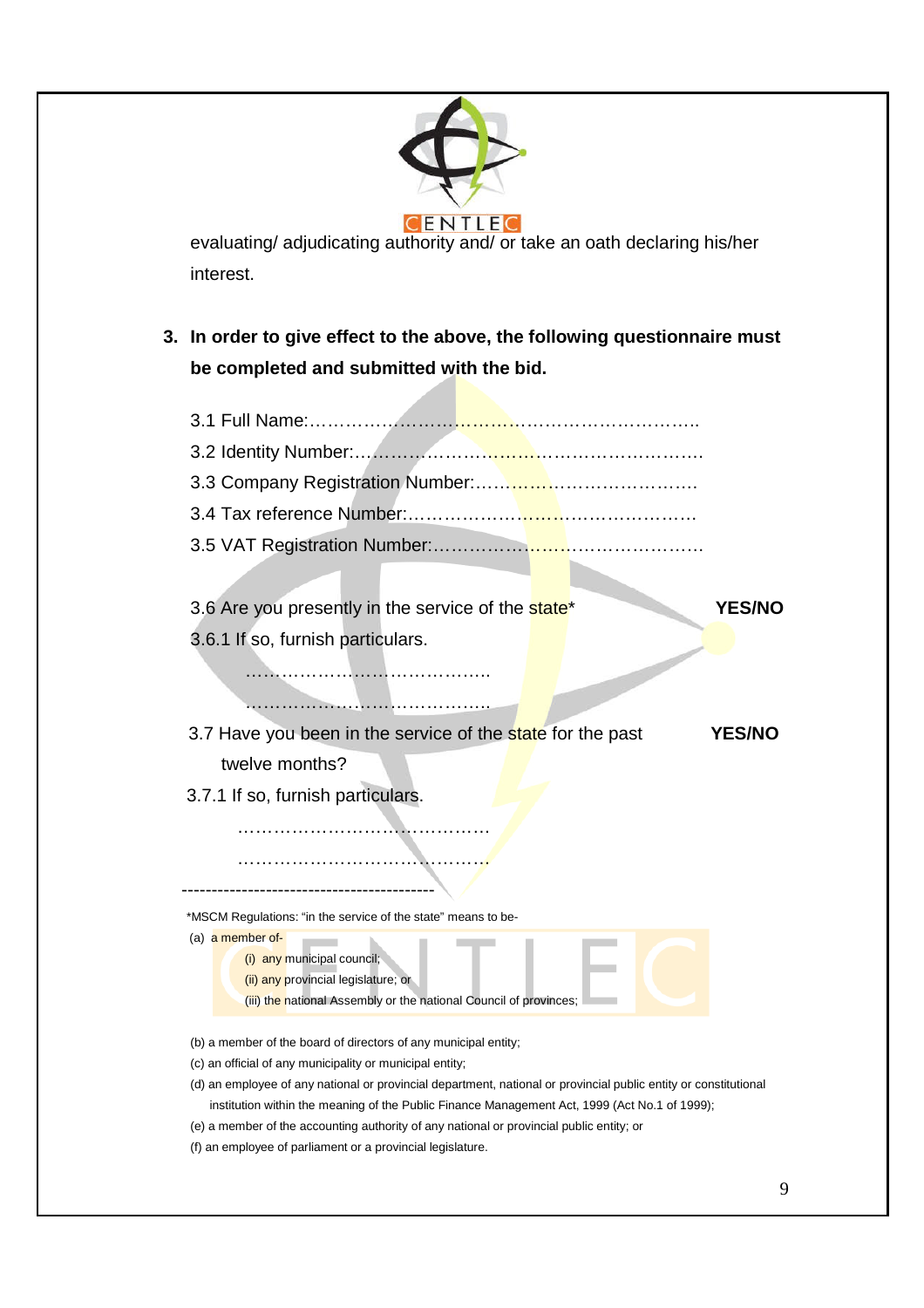evaluating/ adjudicating authority and/ or take an oath declaring his/her interest.

**3. In order to give effect to the above, the following questionnaire must be completed and submitted with the bid.**

3.1 Full Name:…………………………………………………………..

3.2 Identity Number:…………………………………………………..

3.3 Company Registration Number:……………………………….

3.4 Tax reference Number:………………………………………….

3.5 VAT Registration Number:……………………………………….

3.6 Are you presently in the service of the state* **YES/NO**

3.6.1 If so, furnish particulars.

…………………………………..

…………………………………..

3.7 Have you been in the service of the state for the past twelve months? **YES/NO**

3.7.1 If so, furnish particulars.

……………………………………

……………………………………

------------------------------------------

*MSCM Regulations: "in the service of the state" means to be-

(a) a member of-

(i) any municipal council;

(ii) any provincial legislature; or

(iii) the national Assembly or the national Council of provinces;

(b) a member of the board of directors of any municipal entity;

(c) an official of any municipality or municipal entity;

(d) an employee of any national or provincial department, national or provincial public entity or constitutional institution within the meaning of the Public Finance Management Act, 1999 (Act No.1 of 1999);

(e) a member of the accounting authority of any national or provincial public entity; or

(f) an employee of parliament or a provincial legislature.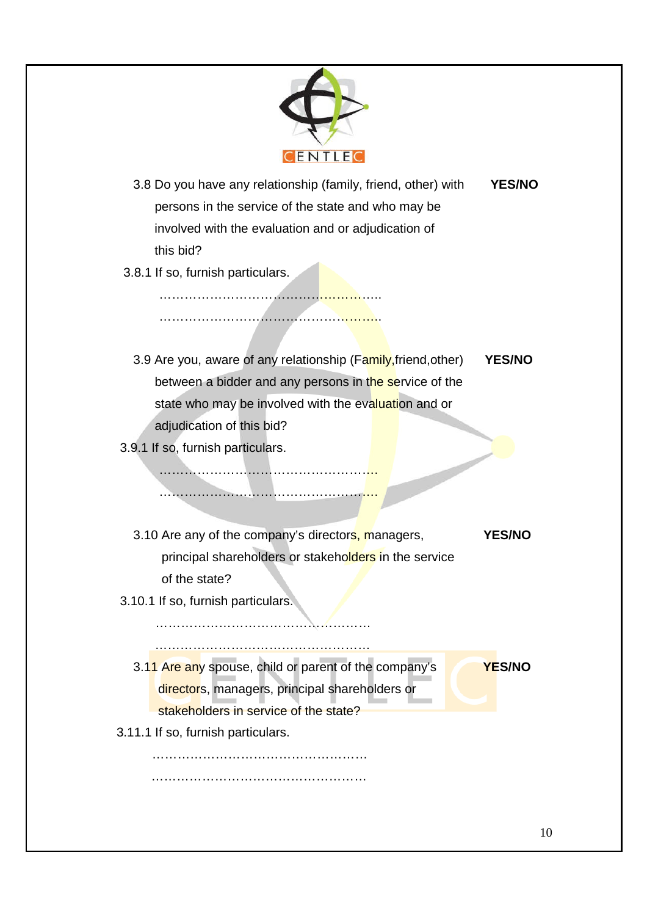3.8 Do you have any relationship (family, friend, other) with persons in the service of the state and who may be involved with the evaluation and or adjudication of this bid? **YES/NO**

3.8.1 If so, furnish particulars.

………………………………………………..

………………………………………………..

3.9 Are you, aware of any relationship (Family,friend,other) between a bidder and any persons in the service of the state who may be involved with the evaluation and or adjudication of this bid? **YES/NO**

3.9.1 If so, furnish particulars.

……………………………………………….

……………………………………………….

3.10 Are any of the company's directors, managers, principal shareholders or stakeholders in the service of the state? **YES/NO**

3.10.1 If so, furnish particulars.

……………………………………………….

……………………………………………….

3.11 Are any spouse, child or parent of the company's directors, managers, principal shareholders or stakeholders in service of the state? **YES/NO**

3.11.1 If so, furnish particulars.

……………………………………………….

……………………………………………….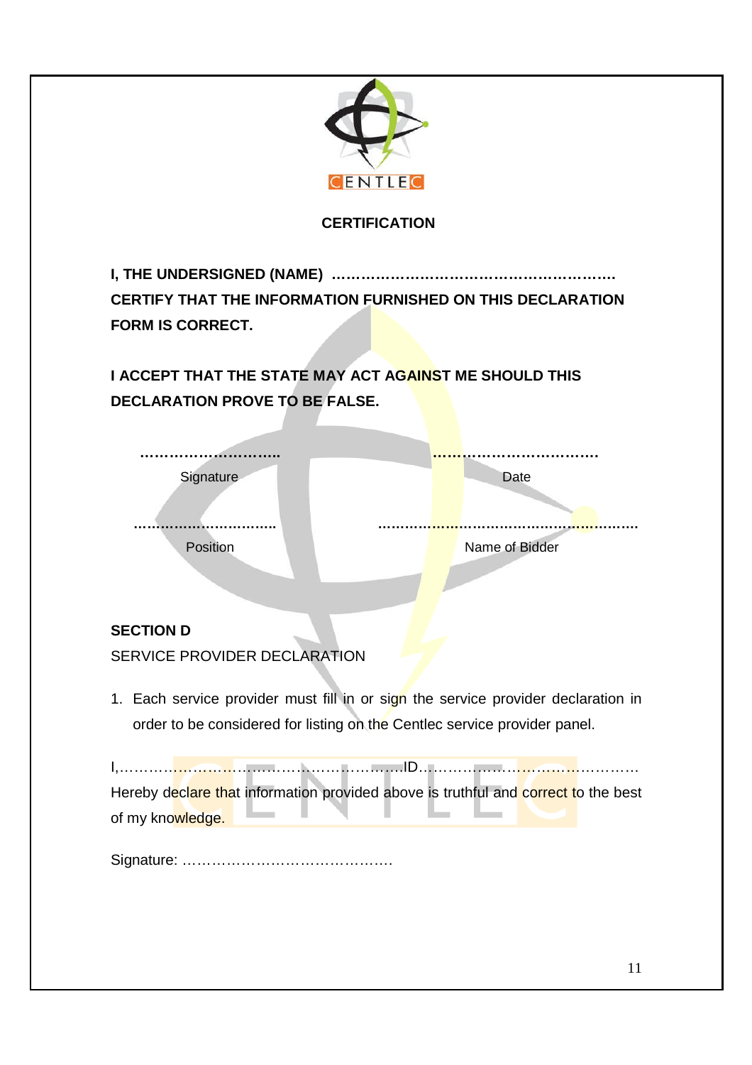**CERTIFICATION**

**I, THE UNDERSIGNED (NAME) …………………………………………………. CERTIFY THAT THE INFORMATION FURNISHED ON THIS DECLARATION FORM IS CORRECT.**

**I ACCEPT THAT THE STATE MAY ACT AGAINST ME SHOULD THIS DECLARATION PROVE TO BE FALSE.**

| ………………………….. | ………………………………. |
|---|---|
| Signature | Date |
| ……………………………. | ………………………………………………………. |
| Position | Name of Bidder |

**SECTION D**

SERVICE PROVIDER DECLARATION

1. Each service provider must fill in or sign the service provider declaration in order to be considered for listing on the Centlec service provider panel.

I,…………………………………………………………ID………………………………………… Hereby declare that information provided above is truthful and correct to the best of my knowledge.

Signature: ……………………………………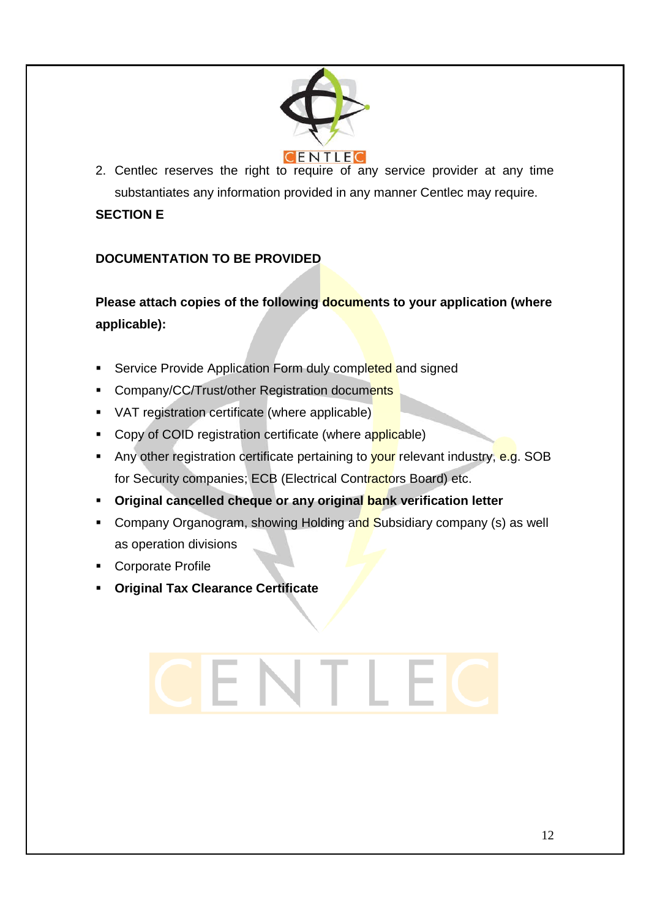2. Centlec reserves the right to require of any service provider at any time substantiates any information provided in any manner Centlec may require.

**SECTION E**

**DOCUMENTATION TO BE PROVIDED**

**Please attach copies of the following documents to your application (where applicable):**

- Service Provide Application Form duly completed and signed
- Company/CC/Trust/other Registration documents
- VAT registration certificate (where applicable)
- Copy of COID registration certificate (where applicable)
- Any other registration certificate pertaining to your relevant industry, e.g. SOB for Security companies; ECB (Electrical Contractors Board) etc.
- **Original cancelled cheque or any original bank verification letter**
- Company Organogram, showing Holding and Subsidiary company (s) as well as operation divisions
- Corporate Profile
- **Original Tax Clearance Certificate**